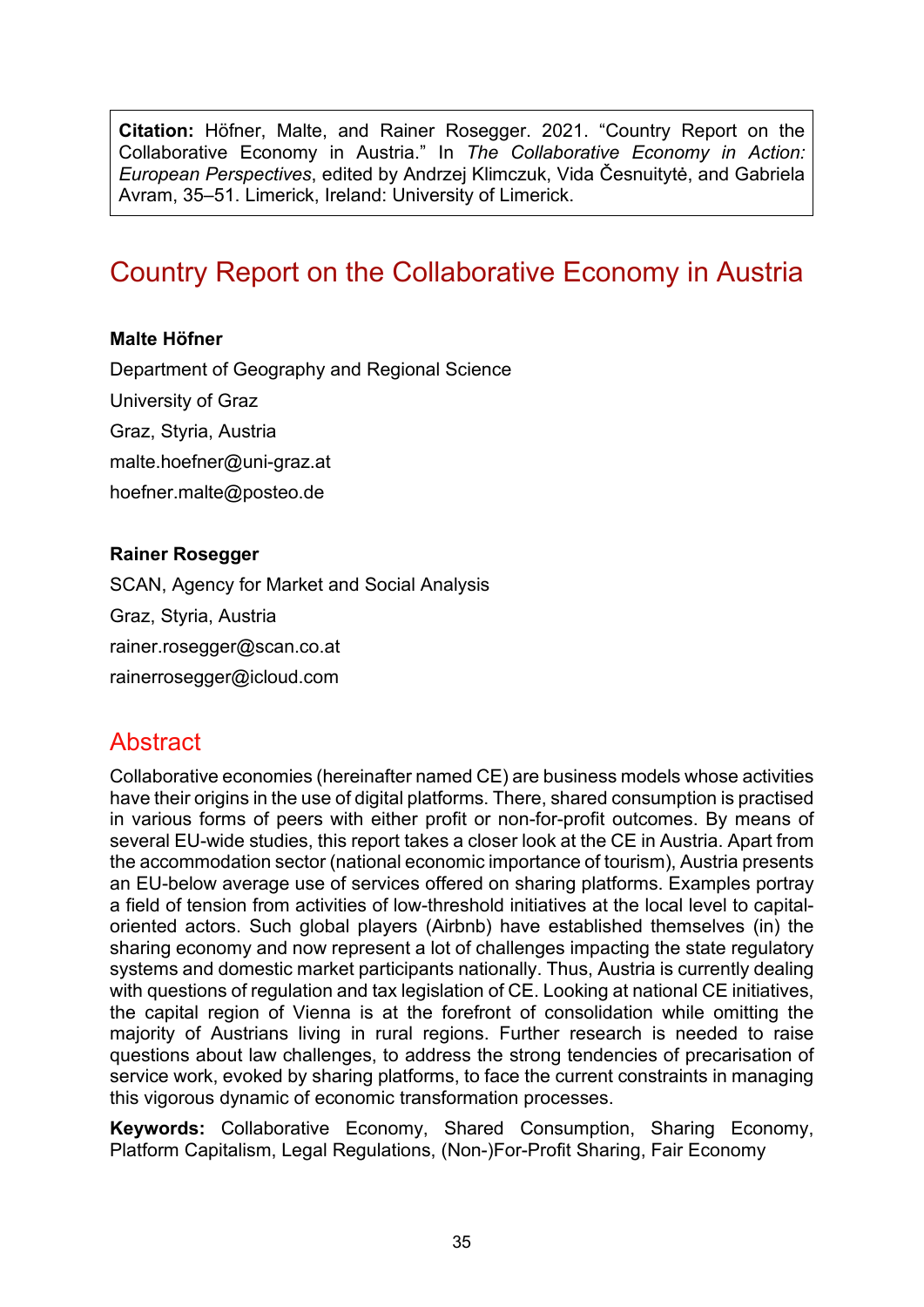**Citation:** Höfner, Malte, and Rainer Rosegger. 2021. "Country Report on the Collaborative Economy in Austria." In *The Collaborative Economy in Action: European Perspectives*, edited by Andrzej Klimczuk, Vida Česnuitytė, and Gabriela Avram, 35–51. Limerick, Ireland: University of Limerick.

# Country Report on the Collaborative Economy in Austria

**Malte Höfner**

Department of Geography and Regional Science

University of Graz

Graz, Styria, Austria

malte.hoefner@uni-graz.at

hoefner.malte@posteo.de

**Rainer Rosegger**

SCAN, Agency for Market and Social Analysis

Graz, Styria, Austria

rainer.rosegger@scan.co.at

rainerrosegger@icloud.com

## Abstract

Collaborative economies (hereinafter named CE) are business models whose activities have their origins in the use of digital platforms. There, shared consumption is practised in various forms of peers with either profit or non-for-profit outcomes. By means of several EU-wide studies, this report takes a closer look at the CE in Austria. Apart from the accommodation sector (national economic importance of tourism), Austria presents an EU-below average use of services offered on sharing platforms. Examples portray a field of tension from activities of low-threshold initiatives at the local level to capital-oriented actors. Such global players (Airbnb) have established themselves (in) the sharing economy and now represent a lot of challenges impacting the state regulatory systems and domestic market participants nationally. Thus, Austria is currently dealing with questions of regulation and tax legislation of CE. Looking at national CE initiatives, the capital region of Vienna is at the forefront of consolidation while omitting the majority of Austrians living in rural regions. Further research is needed to raise questions about law challenges, to address the strong tendencies of precarisation of service work, evoked by sharing platforms, to face the current constraints in managing this vigorous dynamic of economic transformation processes.

**Keywords:** Collaborative Economy, Shared Consumption, Sharing Economy, Platform Capitalism, Legal Regulations, (Non-)For-Profit Sharing, Fair Economy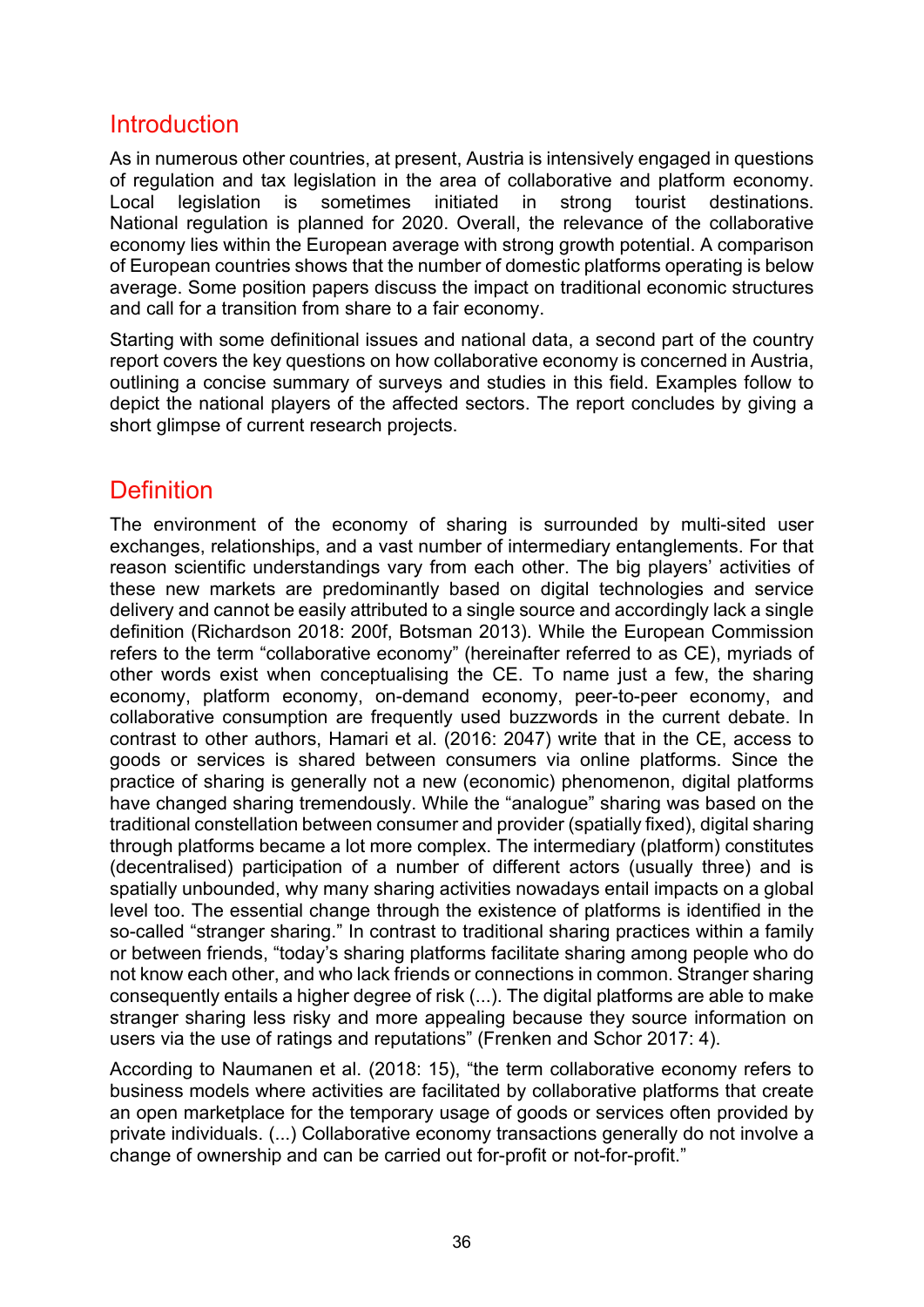## Introduction

As in numerous other countries, at present, Austria is intensively engaged in questions of regulation and tax legislation in the area of collaborative and platform economy. Local legislation is sometimes initiated in strong tourist destinations. National regulation is planned for 2020. Overall, the relevance of the collaborative economy lies within the European average with strong growth potential. A comparison of European countries shows that the number of domestic platforms operating is below average. Some position papers discuss the impact on traditional economic structures and call for a transition from share to a fair economy.

Starting with some definitional issues and national data, a second part of the country report covers the key questions on how collaborative economy is concerned in Austria, outlining a concise summary of surveys and studies in this field. Examples follow to depict the national players of the affected sectors. The report concludes by giving a short glimpse of current research projects.

## Definition

The environment of the economy of sharing is surrounded by multi-sited user exchanges, relationships, and a vast number of intermediary entanglements. For that reason scientific understandings vary from each other. The big players' activities of these new markets are predominantly based on digital technologies and service delivery and cannot be easily attributed to a single source and accordingly lack a single definition (Richardson 2018: 200f, Botsman 2013). While the European Commission refers to the term "collaborative economy" (hereinafter referred to as CE), myriads of other words exist when conceptualising the CE. To name just a few, the sharing economy, platform economy, on-demand economy, peer-to-peer economy, and collaborative consumption are frequently used buzzwords in the current debate. In contrast to other authors, Hamari et al. (2016: 2047) write that in the CE, access to goods or services is shared between consumers via online platforms. Since the practice of sharing is generally not a new (economic) phenomenon, digital platforms have changed sharing tremendously. While the "analogue" sharing was based on the traditional constellation between consumer and provider (spatially fixed), digital sharing through platforms became a lot more complex. The intermediary (platform) constitutes (decentralised) participation of a number of different actors (usually three) and is spatially unbounded, why many sharing activities nowadays entail impacts on a global level too. The essential change through the existence of platforms is identified in the so-called "stranger sharing." In contrast to traditional sharing practices within a family or between friends, "today's sharing platforms facilitate sharing among people who do not know each other, and who lack friends or connections in common. Stranger sharing consequently entails a higher degree of risk (...). The digital platforms are able to make stranger sharing less risky and more appealing because they source information on users via the use of ratings and reputations" (Frenken and Schor 2017: 4).

According to Naumanen et al. (2018: 15), "the term collaborative economy refers to business models where activities are facilitated by collaborative platforms that create an open marketplace for the temporary usage of goods or services often provided by private individuals. (...) Collaborative economy transactions generally do not involve a change of ownership and can be carried out for-profit or not-for-profit."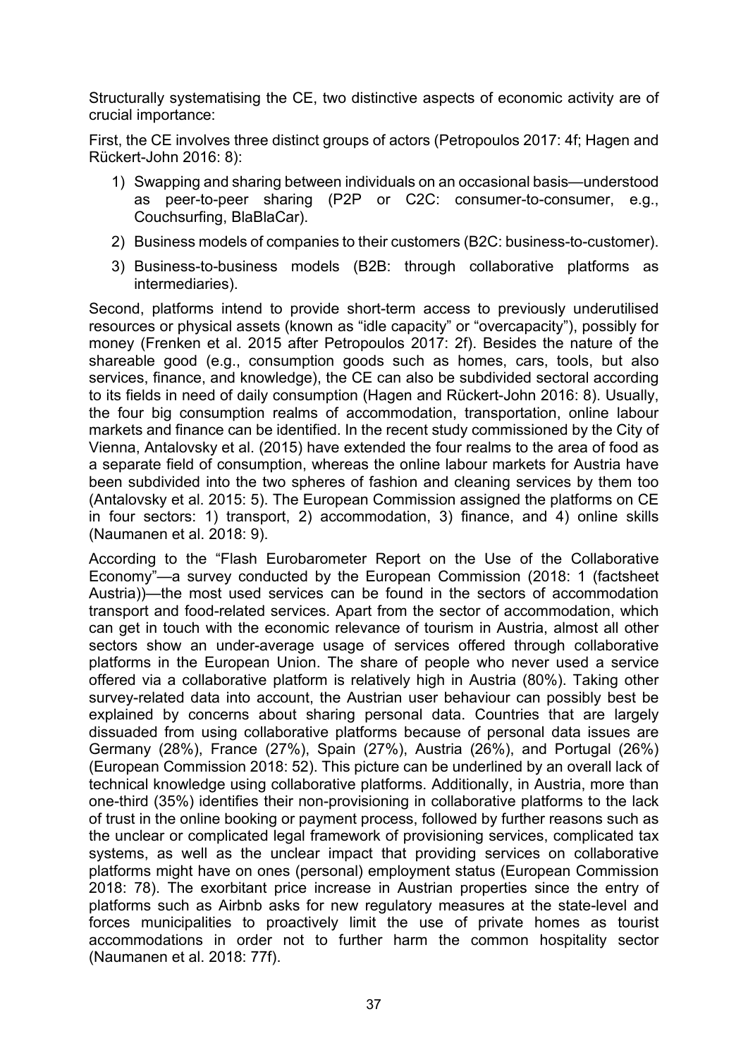Structurally systematising the CE, two distinctive aspects of economic activity are of crucial importance:

First, the CE involves three distinct groups of actors (Petropoulos 2017: 4f; Hagen and Rückert-John 2016: 8):

1) Swapping and sharing between individuals on an occasional basis—understood as peer-to-peer sharing (P2P or C2C: consumer-to-consumer, e.g., Couchsurfing, BlaBlaCar).
2) Business models of companies to their customers (B2C: business-to-customer).
3) Business-to-business models (B2B: through collaborative platforms as intermediaries).

Second, platforms intend to provide short-term access to previously underutilised resources or physical assets (known as "idle capacity" or "overcapacity"), possibly for money (Frenken et al. 2015 after Petropoulos 2017: 2f). Besides the nature of the shareable good (e.g., consumption goods such as homes, cars, tools, but also services, finance, and knowledge), the CE can also be subdivided sectoral according to its fields in need of daily consumption (Hagen and Rückert-John 2016: 8). Usually, the four big consumption realms of accommodation, transportation, online labour markets and finance can be identified. In the recent study commissioned by the City of Vienna, Antalovsky et al. (2015) have extended the four realms to the area of food as a separate field of consumption, whereas the online labour markets for Austria have been subdivided into the two spheres of fashion and cleaning services by them too (Antalovsky et al. 2015: 5). The European Commission assigned the platforms on CE in four sectors: 1) transport, 2) accommodation, 3) finance, and 4) online skills (Naumanen et al. 2018: 9).

According to the "Flash Eurobarometer Report on the Use of the Collaborative Economy"—a survey conducted by the European Commission (2018: 1 (factsheet Austria))—the most used services can be found in the sectors of accommodation transport and food-related services. Apart from the sector of accommodation, which can get in touch with the economic relevance of tourism in Austria, almost all other sectors show an under-average usage of services offered through collaborative platforms in the European Union. The share of people who never used a service offered via a collaborative platform is relatively high in Austria (80%). Taking other survey-related data into account, the Austrian user behaviour can possibly best be explained by concerns about sharing personal data. Countries that are largely dissuaded from using collaborative platforms because of personal data issues are Germany (28%), France (27%), Spain (27%), Austria (26%), and Portugal (26%) (European Commission 2018: 52). This picture can be underlined by an overall lack of technical knowledge using collaborative platforms. Additionally, in Austria, more than one-third (35%) identifies their non-provisioning in collaborative platforms to the lack of trust in the online booking or payment process, followed by further reasons such as the unclear or complicated legal framework of provisioning services, complicated tax systems, as well as the unclear impact that providing services on collaborative platforms might have on ones (personal) employment status (European Commission 2018: 78). The exorbitant price increase in Austrian properties since the entry of platforms such as Airbnb asks for new regulatory measures at the state-level and forces municipalities to proactively limit the use of private homes as tourist accommodations in order not to further harm the common hospitality sector (Naumanen et al. 2018: 77f).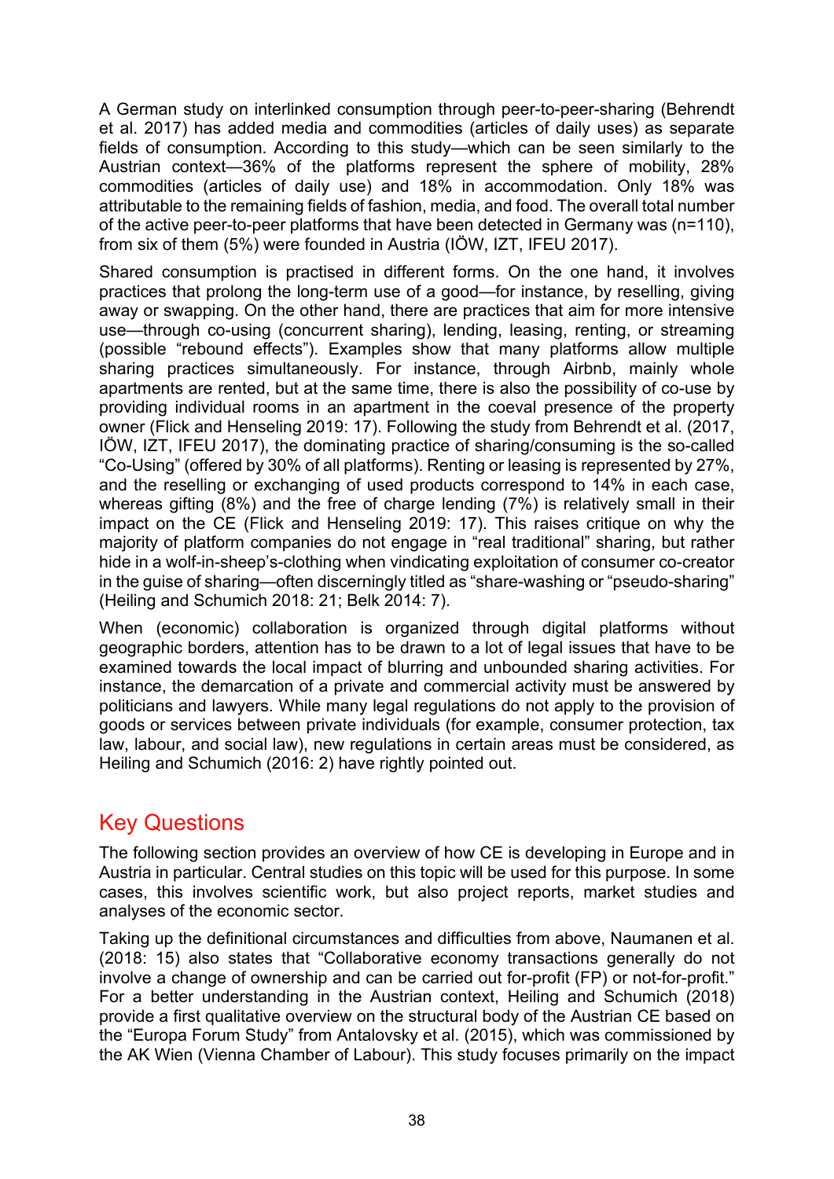A German study on interlinked consumption through peer-to-peer-sharing (Behrendt et al. 2017) has added media and commodities (articles of daily uses) as separate fields of consumption. According to this study—which can be seen similarly to the Austrian context—36% of the platforms represent the sphere of mobility, 28% commodities (articles of daily use) and 18% in accommodation. Only 18% was attributable to the remaining fields of fashion, media, and food. The overall total number of the active peer-to-peer platforms that have been detected in Germany was (n=110), from six of them (5%) were founded in Austria (IÖW, IZT, IFEU 2017).

Shared consumption is practised in different forms. On the one hand, it involves practices that prolong the long-term use of a good—for instance, by reselling, giving away or swapping. On the other hand, there are practices that aim for more intensive use—through co-using (concurrent sharing), lending, leasing, renting, or streaming (possible "rebound effects"). Examples show that many platforms allow multiple sharing practices simultaneously. For instance, through Airbnb, mainly whole apartments are rented, but at the same time, there is also the possibility of co-use by providing individual rooms in an apartment in the coeval presence of the property owner (Flick and Henseling 2019: 17). Following the study from Behrendt et al. (2017, IÖW, IZT, IFEU 2017), the dominating practice of sharing/consuming is the so-called "Co-Using" (offered by 30% of all platforms). Renting or leasing is represented by 27%, and the reselling or exchanging of used products correspond to 14% in each case, whereas gifting (8%) and the free of charge lending (7%) is relatively small in their impact on the CE (Flick and Henseling 2019: 17). This raises critique on why the majority of platform companies do not engage in "real traditional" sharing, but rather hide in a wolf-in-sheep's-clothing when vindicating exploitation of consumer co-creator in the guise of sharing—often discerningly titled as "share-washing or "pseudo-sharing" (Heiling and Schumich 2018: 21; Belk 2014: 7).

When (economic) collaboration is organized through digital platforms without geographic borders, attention has to be drawn to a lot of legal issues that have to be examined towards the local impact of blurring and unbounded sharing activities. For instance, the demarcation of a private and commercial activity must be answered by politicians and lawyers. While many legal regulations do not apply to the provision of goods or services between private individuals (for example, consumer protection, tax law, labour, and social law), new regulations in certain areas must be considered, as Heiling and Schumich (2016: 2) have rightly pointed out.

## Key Questions

The following section provides an overview of how CE is developing in Europe and in Austria in particular. Central studies on this topic will be used for this purpose. In some cases, this involves scientific work, but also project reports, market studies and analyses of the economic sector.

Taking up the definitional circumstances and difficulties from above, Naumanen et al. (2018: 15) also states that "Collaborative economy transactions generally do not involve a change of ownership and can be carried out for-profit (FP) or not-for-profit." For a better understanding in the Austrian context, Heiling and Schumich (2018) provide a first qualitative overview on the structural body of the Austrian CE based on the "Europa Forum Study" from Antalovsky et al. (2015), which was commissioned by the AK Wien (Vienna Chamber of Labour). This study focuses primarily on the impact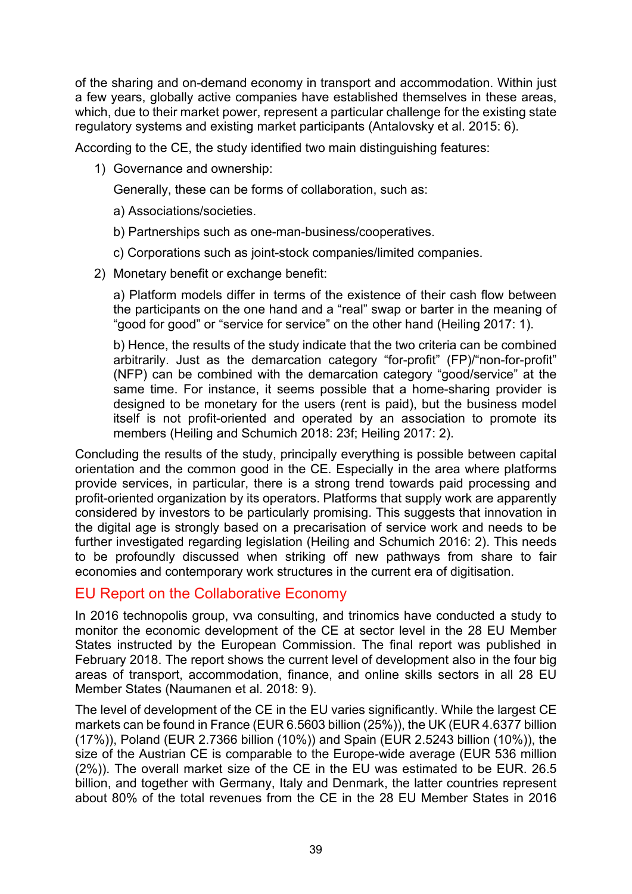of the sharing and on-demand economy in transport and accommodation. Within just a few years, globally active companies have established themselves in these areas, which, due to their market power, represent a particular challenge for the existing state regulatory systems and existing market participants (Antalovsky et al. 2015: 6).

According to the CE, the study identified two main distinguishing features:

1) Governance and ownership:

   Generally, these can be forms of collaboration, such as:

   a) Associations/societies.

   b) Partnerships such as one-man-business/cooperatives.

   c) Corporations such as joint-stock companies/limited companies.

2) Monetary benefit or exchange benefit:

   a) Platform models differ in terms of the existence of their cash flow between the participants on the one hand and a "real" swap or barter in the meaning of "good for good" or "service for service" on the other hand (Heiling 2017: 1).

   b) Hence, the results of the study indicate that the two criteria can be combined arbitrarily. Just as the demarcation category "for-profit" (FP)/"non-for-profit" (NFP) can be combined with the demarcation category "good/service" at the same time. For instance, it seems possible that a home-sharing provider is designed to be monetary for the users (rent is paid), but the business model itself is not profit-oriented and operated by an association to promote its members (Heiling and Schumich 2018: 23f; Heiling 2017: 2).

Concluding the results of the study, principally everything is possible between capital orientation and the common good in the CE. Especially in the area where platforms provide services, in particular, there is a strong trend towards paid processing and profit-oriented organization by its operators. Platforms that supply work are apparently considered by investors to be particularly promising. This suggests that innovation in the digital age is strongly based on a precarisation of service work and needs to be further investigated regarding legislation (Heiling and Schumich 2016: 2). This needs to be profoundly discussed when striking off new pathways from share to fair economies and contemporary work structures in the current era of digitisation.

## EU Report on the Collaborative Economy

In 2016 technopolis group, vva consulting, and trinomics have conducted a study to monitor the economic development of the CE at sector level in the 28 EU Member States instructed by the European Commission. The final report was published in February 2018. The report shows the current level of development also in the four big areas of transport, accommodation, finance, and online skills sectors in all 28 EU Member States (Naumanen et al. 2018: 9).

The level of development of the CE in the EU varies significantly. While the largest CE markets can be found in France (EUR 6.5603 billion (25%)), the UK (EUR 4.6377 billion (17%)), Poland (EUR 2.7366 billion (10%)) and Spain (EUR 2.5243 billion (10%)), the size of the Austrian CE is comparable to the Europe-wide average (EUR 536 million (2%)). The overall market size of the CE in the EU was estimated to be EUR. 26.5 billion, and together with Germany, Italy and Denmark, the latter countries represent about 80% of the total revenues from the CE in the 28 EU Member States in 2016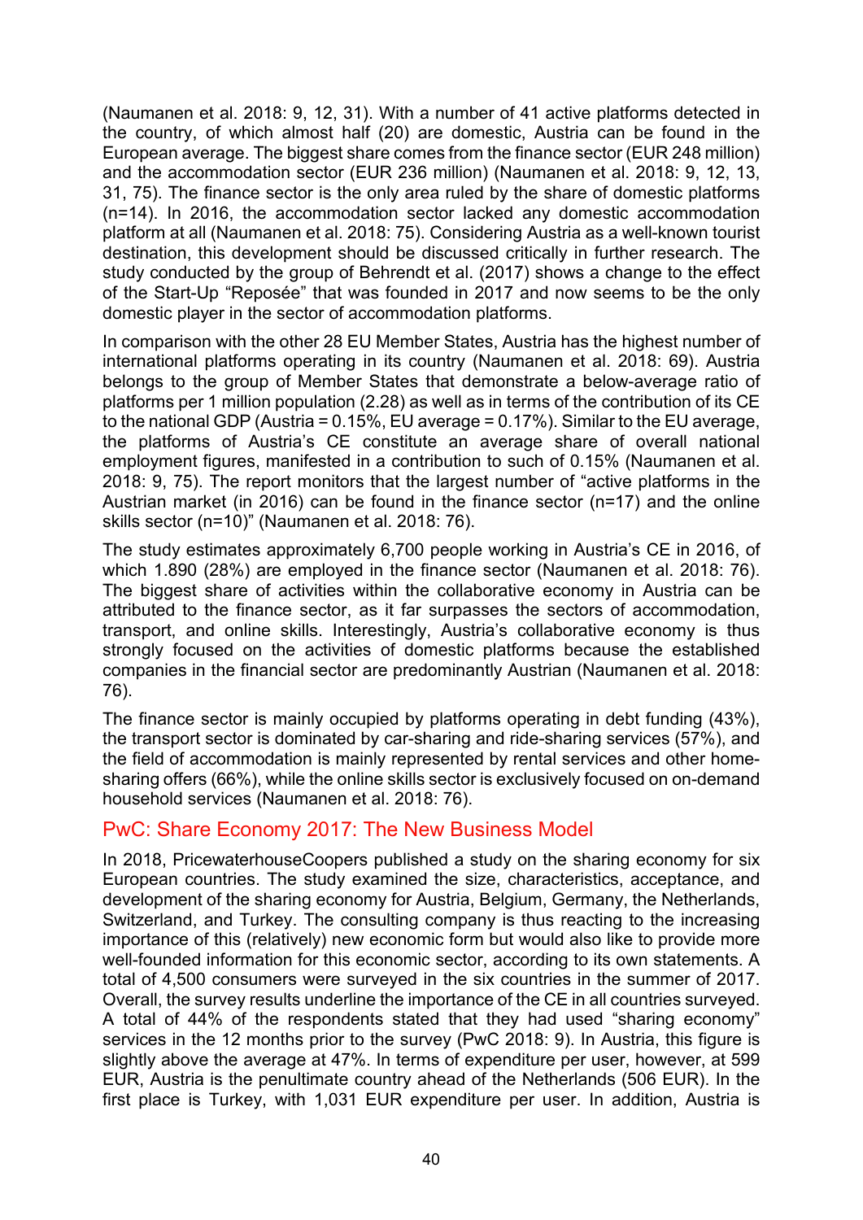(Naumanen et al. 2018: 9, 12, 31). With a number of 41 active platforms detected in the country, of which almost half (20) are domestic, Austria can be found in the European average. The biggest share comes from the finance sector (EUR 248 million) and the accommodation sector (EUR 236 million) (Naumanen et al. 2018: 9, 12, 13, 31, 75). The finance sector is the only area ruled by the share of domestic platforms (n=14). In 2016, the accommodation sector lacked any domestic accommodation platform at all (Naumanen et al. 2018: 75). Considering Austria as a well-known tourist destination, this development should be discussed critically in further research. The study conducted by the group of Behrendt et al. (2017) shows a change to the effect of the Start-Up "Reposée" that was founded in 2017 and now seems to be the only domestic player in the sector of accommodation platforms.

In comparison with the other 28 EU Member States, Austria has the highest number of international platforms operating in its country (Naumanen et al. 2018: 69). Austria belongs to the group of Member States that demonstrate a below-average ratio of platforms per 1 million population (2.28) as well as in terms of the contribution of its CE to the national GDP (Austria = 0.15%, EU average = 0.17%). Similar to the EU average, the platforms of Austria's CE constitute an average share of overall national employment figures, manifested in a contribution to such of 0.15% (Naumanen et al. 2018: 9, 75). The report monitors that the largest number of "active platforms in the Austrian market (in 2016) can be found in the finance sector (n=17) and the online skills sector (n=10)" (Naumanen et al. 2018: 76).

The study estimates approximately 6,700 people working in Austria's CE in 2016, of which 1.890 (28%) are employed in the finance sector (Naumanen et al. 2018: 76). The biggest share of activities within the collaborative economy in Austria can be attributed to the finance sector, as it far surpasses the sectors of accommodation, transport, and online skills. Interestingly, Austria's collaborative economy is thus strongly focused on the activities of domestic platforms because the established companies in the financial sector are predominantly Austrian (Naumanen et al. 2018: 76).

The finance sector is mainly occupied by platforms operating in debt funding (43%), the transport sector is dominated by car-sharing and ride-sharing services (57%), and the field of accommodation is mainly represented by rental services and other home-sharing offers (66%), while the online skills sector is exclusively focused on on-demand household services (Naumanen et al. 2018: 76).

## PwC: Share Economy 2017: The New Business Model

In 2018, PricewaterhouseCoopers published a study on the sharing economy for six European countries. The study examined the size, characteristics, acceptance, and development of the sharing economy for Austria, Belgium, Germany, the Netherlands, Switzerland, and Turkey. The consulting company is thus reacting to the increasing importance of this (relatively) new economic form but would also like to provide more well-founded information for this economic sector, according to its own statements. A total of 4,500 consumers were surveyed in the six countries in the summer of 2017. Overall, the survey results underline the importance of the CE in all countries surveyed. A total of 44% of the respondents stated that they had used "sharing economy" services in the 12 months prior to the survey (PwC 2018: 9). In Austria, this figure is slightly above the average at 47%. In terms of expenditure per user, however, at 599 EUR, Austria is the penultimate country ahead of the Netherlands (506 EUR). In the first place is Turkey, with 1,031 EUR expenditure per user. In addition, Austria is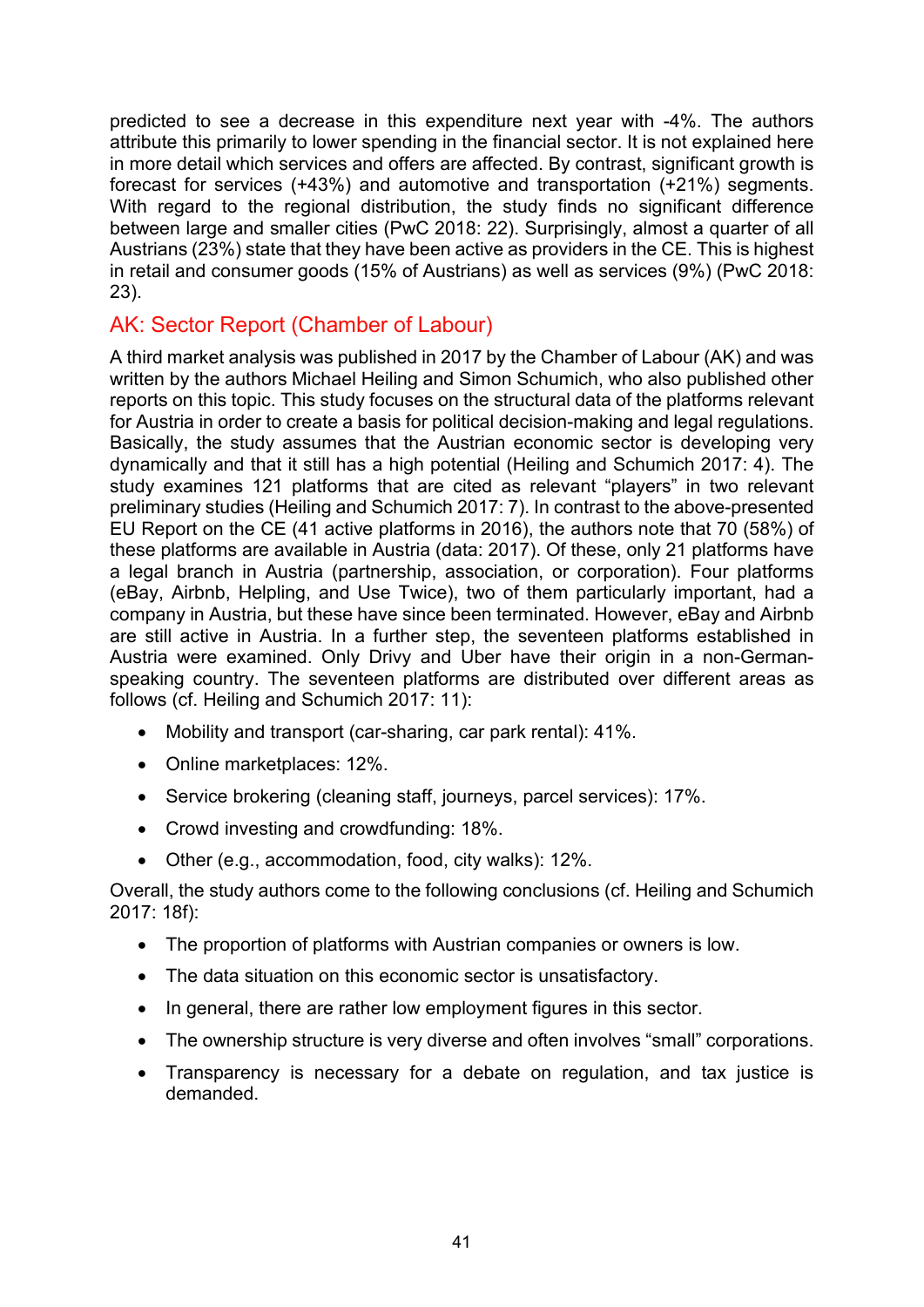predicted to see a decrease in this expenditure next year with -4%. The authors attribute this primarily to lower spending in the financial sector. It is not explained here in more detail which services and offers are affected. By contrast, significant growth is forecast for services (+43%) and automotive and transportation (+21%) segments. With regard to the regional distribution, the study finds no significant difference between large and smaller cities (PwC 2018: 22). Surprisingly, almost a quarter of all Austrians (23%) state that they have been active as providers in the CE. This is highest in retail and consumer goods (15% of Austrians) as well as services (9%) (PwC 2018: 23).

## AK: Sector Report (Chamber of Labour)

A third market analysis was published in 2017 by the Chamber of Labour (AK) and was written by the authors Michael Heiling and Simon Schumich, who also published other reports on this topic. This study focuses on the structural data of the platforms relevant for Austria in order to create a basis for political decision-making and legal regulations. Basically, the study assumes that the Austrian economic sector is developing very dynamically and that it still has a high potential (Heiling and Schumich 2017: 4). The study examines 121 platforms that are cited as relevant "players" in two relevant preliminary studies (Heiling and Schumich 2017: 7). In contrast to the above-presented EU Report on the CE (41 active platforms in 2016), the authors note that 70 (58%) of these platforms are available in Austria (data: 2017). Of these, only 21 platforms have a legal branch in Austria (partnership, association, or corporation). Four platforms (eBay, Airbnb, Helpling, and Use Twice), two of them particularly important, had a company in Austria, but these have since been terminated. However, eBay and Airbnb are still active in Austria. In a further step, the seventeen platforms established in Austria were examined. Only Drivy and Uber have their origin in a non-German-speaking country. The seventeen platforms are distributed over different areas as follows (cf. Heiling and Schumich 2017: 11):

- Mobility and transport (car-sharing, car park rental): 41%.
- Online marketplaces: 12%.
- Service brokering (cleaning staff, journeys, parcel services): 17%.
- Crowd investing and crowdfunding: 18%.
- Other (e.g., accommodation, food, city walks): 12%.

Overall, the study authors come to the following conclusions (cf. Heiling and Schumich 2017: 18f):

- The proportion of platforms with Austrian companies or owners is low.
- The data situation on this economic sector is unsatisfactory.
- In general, there are rather low employment figures in this sector.
- The ownership structure is very diverse and often involves "small" corporations.
- Transparency is necessary for a debate on regulation, and tax justice is demanded.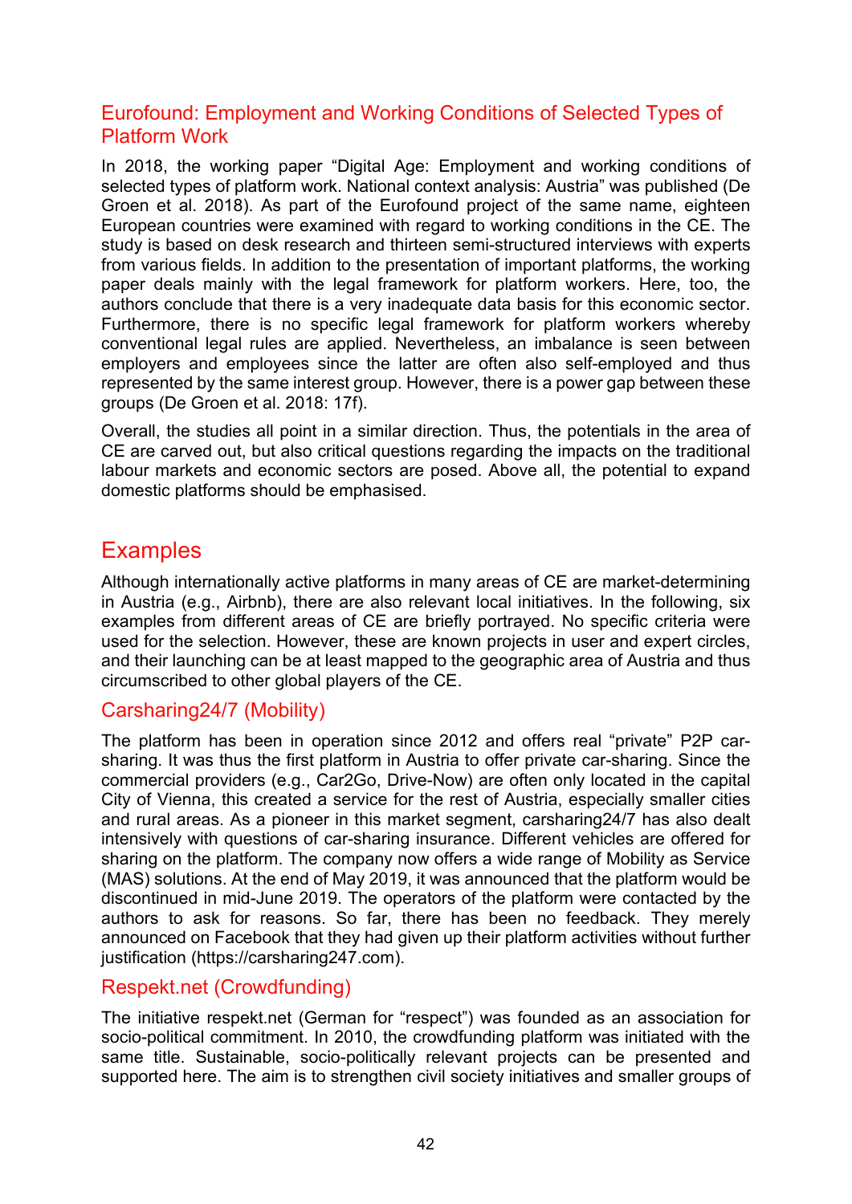### Eurofound: Employment and Working Conditions of Selected Types of Platform Work

In 2018, the working paper "Digital Age: Employment and working conditions of selected types of platform work. National context analysis: Austria" was published (De Groen et al. 2018). As part of the Eurofound project of the same name, eighteen European countries were examined with regard to working conditions in the CE. The study is based on desk research and thirteen semi-structured interviews with experts from various fields. In addition to the presentation of important platforms, the working paper deals mainly with the legal framework for platform workers. Here, too, the authors conclude that there is a very inadequate data basis for this economic sector. Furthermore, there is no specific legal framework for platform workers whereby conventional legal rules are applied. Nevertheless, an imbalance is seen between employers and employees since the latter are often also self-employed and thus represented by the same interest group. However, there is a power gap between these groups (De Groen et al. 2018: 17f).

Overall, the studies all point in a similar direction. Thus, the potentials in the area of CE are carved out, but also critical questions regarding the impacts on the traditional labour markets and economic sectors are posed. Above all, the potential to expand domestic platforms should be emphasised.

## Examples

Although internationally active platforms in many areas of CE are market-determining in Austria (e.g., Airbnb), there are also relevant local initiatives. In the following, six examples from different areas of CE are briefly portrayed. No specific criteria were used for the selection. However, these are known projects in user and expert circles, and their launching can be at least mapped to the geographic area of Austria and thus circumscribed to other global players of the CE.

### Carsharing24/7 (Mobility)

The platform has been in operation since 2012 and offers real "private" P2P car-sharing. It was thus the first platform in Austria to offer private car-sharing. Since the commercial providers (e.g., Car2Go, Drive-Now) are often only located in the capital City of Vienna, this created a service for the rest of Austria, especially smaller cities and rural areas. As a pioneer in this market segment, carsharing24/7 has also dealt intensively with questions of car-sharing insurance. Different vehicles are offered for sharing on the platform. The company now offers a wide range of Mobility as Service (MAS) solutions. At the end of May 2019, it was announced that the platform would be discontinued in mid-June 2019. The operators of the platform were contacted by the authors to ask for reasons. So far, there has been no feedback. They merely announced on Facebook that they had given up their platform activities without further justification (https://carsharing247.com).

### Respekt.net (Crowdfunding)

The initiative respekt.net (German for "respect") was founded as an association for socio-political commitment. In 2010, the crowdfunding platform was initiated with the same title. Sustainable, socio-politically relevant projects can be presented and supported here. The aim is to strengthen civil society initiatives and smaller groups of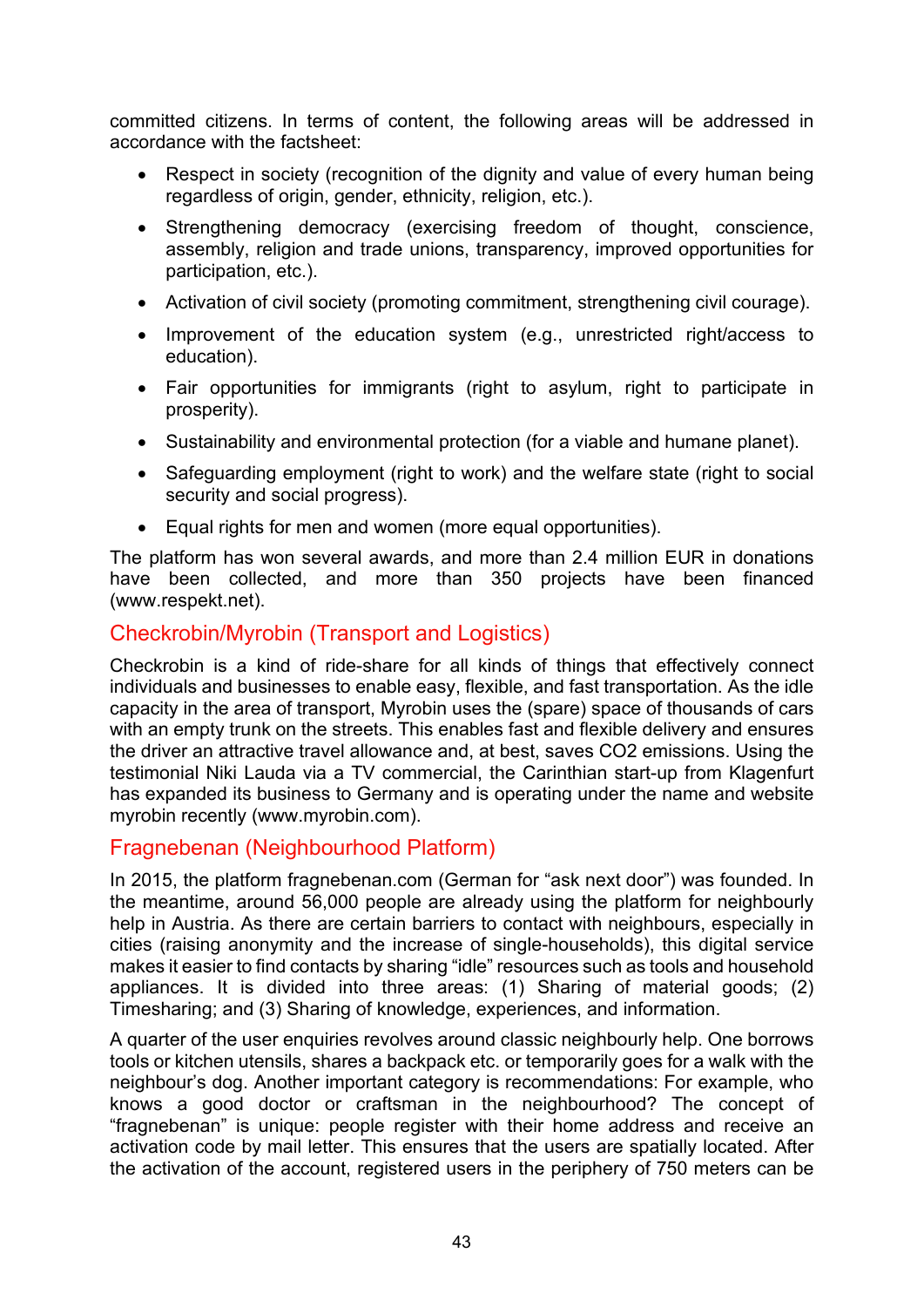committed citizens. In terms of content, the following areas will be addressed in accordance with the factsheet:

- Respect in society (recognition of the dignity and value of every human being regardless of origin, gender, ethnicity, religion, etc.).
- Strengthening democracy (exercising freedom of thought, conscience, assembly, religion and trade unions, transparency, improved opportunities for participation, etc.).
- Activation of civil society (promoting commitment, strengthening civil courage).
- Improvement of the education system (e.g., unrestricted right/access to education).
- Fair opportunities for immigrants (right to asylum, right to participate in prosperity).
- Sustainability and environmental protection (for a viable and humane planet).
- Safeguarding employment (right to work) and the welfare state (right to social security and social progress).
- Equal rights for men and women (more equal opportunities).

The platform has won several awards, and more than 2.4 million EUR in donations have been collected, and more than 350 projects have been financed (www.respekt.net).

### Checkrobin/Myrobin (Transport and Logistics)

Checkrobin is a kind of ride-share for all kinds of things that effectively connect individuals and businesses to enable easy, flexible, and fast transportation. As the idle capacity in the area of transport, Myrobin uses the (spare) space of thousands of cars with an empty trunk on the streets. This enables fast and flexible delivery and ensures the driver an attractive travel allowance and, at best, saves $CO_2$ emissions. Using the testimonial Niki Lauda via a TV commercial, the Carinthian start-up from Klagenfurt has expanded its business to Germany and is operating under the name and website myrobin recently (www.myrobin.com).

### Fragnebenan (Neighbourhood Platform)

In 2015, the platform fragnebenan.com (German for “ask next door”) was founded. In the meantime, around 56,000 people are already using the platform for neighbourly help in Austria. As there are certain barriers to contact with neighbours, especially in cities (raising anonymity and the increase of single-households), this digital service makes it easier to find contacts by sharing “idle” resources such as tools and household appliances. It is divided into three areas: (1) Sharing of material goods; (2) Timesharing; and (3) Sharing of knowledge, experiences, and information.

A quarter of the user enquiries revolves around classic neighbourly help. One borrows tools or kitchen utensils, shares a backpack etc. or temporarily goes for a walk with the neighbour’s dog. Another important category is recommendations: For example, who knows a good doctor or craftsman in the neighbourhood? The concept of “fragnebenan” is unique: people register with their home address and receive an activation code by mail letter. This ensures that the users are spatially located. After the activation of the account, registered users in the periphery of 750 meters can be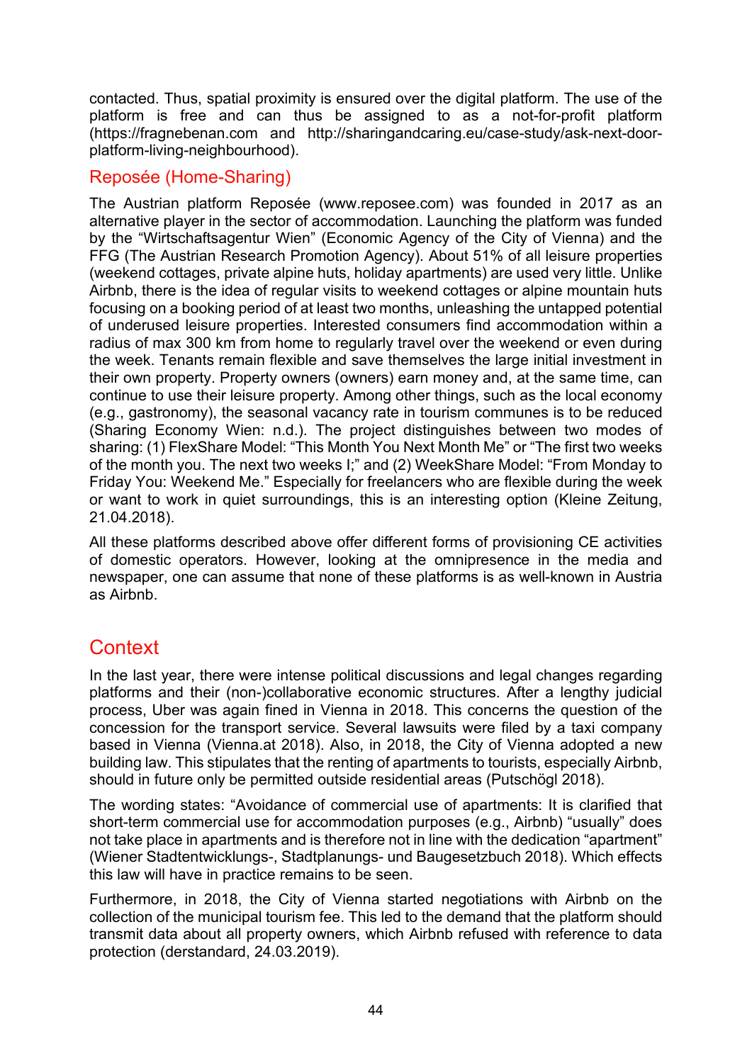contacted. Thus, spatial proximity is ensured over the digital platform. The use of the platform is free and can thus be assigned to as a not-for-profit platform (https://fragnebenan.com and http://sharingandcaring.eu/case-study/ask-next-door-platform-living-neighbourhood).

### Reposée (Home-Sharing)

The Austrian platform Reposée (www.reposee.com) was founded in 2017 as an alternative player in the sector of accommodation. Launching the platform was funded by the "Wirtschaftsagentur Wien" (Economic Agency of the City of Vienna) and the FFG (The Austrian Research Promotion Agency). About 51% of all leisure properties (weekend cottages, private alpine huts, holiday apartments) are used very little. Unlike Airbnb, there is the idea of regular visits to weekend cottages or alpine mountain huts focusing on a booking period of at least two months, unleashing the untapped potential of underused leisure properties. Interested consumers find accommodation within a radius of max 300 km from home to regularly travel over the weekend or even during the week. Tenants remain flexible and save themselves the large initial investment in their own property. Property owners (owners) earn money and, at the same time, can continue to use their leisure property. Among other things, such as the local economy (e.g., gastronomy), the seasonal vacancy rate in tourism communes is to be reduced (Sharing Economy Wien: n.d.). The project distinguishes between two modes of sharing: (1) FlexShare Model: "This Month You Next Month Me" or "The first two weeks of the month you. The next two weeks I;" and (2) WeekShare Model: "From Monday to Friday You: Weekend Me." Especially for freelancers who are flexible during the week or want to work in quiet surroundings, this is an interesting option (Kleine Zeitung, 21.04.2018).

All these platforms described above offer different forms of provisioning CE activities of domestic operators. However, looking at the omnipresence in the media and newspaper, one can assume that none of these platforms is as well-known in Austria as Airbnb.

## Context

In the last year, there were intense political discussions and legal changes regarding platforms and their (non-)collaborative economic structures. After a lengthy judicial process, Uber was again fined in Vienna in 2018. This concerns the question of the concession for the transport service. Several lawsuits were filed by a taxi company based in Vienna (Vienna.at 2018). Also, in 2018, the City of Vienna adopted a new building law. This stipulates that the renting of apartments to tourists, especially Airbnb, should in future only be permitted outside residential areas (Putschögl 2018).

The wording states: "Avoidance of commercial use of apartments: It is clarified that short-term commercial use for accommodation purposes (e.g., Airbnb) "usually" does not take place in apartments and is therefore not in line with the dedication "apartment" (Wiener Stadtentwicklungs-, Stadtplanungs- und Baugesetzbuch 2018). Which effects this law will have in practice remains to be seen.

Furthermore, in 2018, the City of Vienna started negotiations with Airbnb on the collection of the municipal tourism fee. This led to the demand that the platform should transmit data about all property owners, which Airbnb refused with reference to data protection (derstandard, 24.03.2019).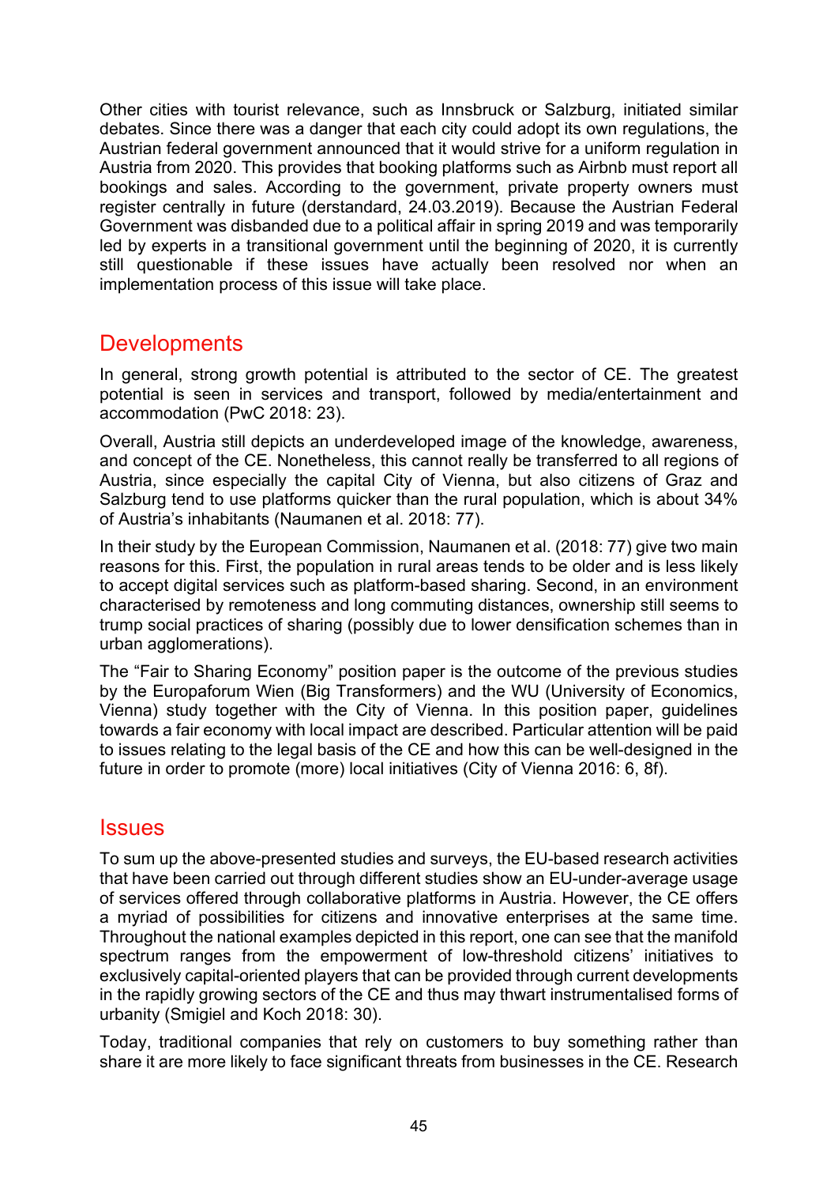Other cities with tourist relevance, such as Innsbruck or Salzburg, initiated similar debates. Since there was a danger that each city could adopt its own regulations, the Austrian federal government announced that it would strive for a uniform regulation in Austria from 2020. This provides that booking platforms such as Airbnb must report all bookings and sales. According to the government, private property owners must register centrally in future (derstandard, 24.03.2019). Because the Austrian Federal Government was disbanded due to a political affair in spring 2019 and was temporarily led by experts in a transitional government until the beginning of 2020, it is currently still questionable if these issues have actually been resolved nor when an implementation process of this issue will take place.

## Developments

In general, strong growth potential is attributed to the sector of CE. The greatest potential is seen in services and transport, followed by media/entertainment and accommodation (PwC 2018: 23).

Overall, Austria still depicts an underdeveloped image of the knowledge, awareness, and concept of the CE. Nonetheless, this cannot really be transferred to all regions of Austria, since especially the capital City of Vienna, but also citizens of Graz and Salzburg tend to use platforms quicker than the rural population, which is about 34% of Austria's inhabitants (Naumanen et al. 2018: 77).

In their study by the European Commission, Naumanen et al. (2018: 77) give two main reasons for this. First, the population in rural areas tends to be older and is less likely to accept digital services such as platform-based sharing. Second, in an environment characterised by remoteness and long commuting distances, ownership still seems to trump social practices of sharing (possibly due to lower densification schemes than in urban agglomerations).

The "Fair to Sharing Economy" position paper is the outcome of the previous studies by the Europaforum Wien (Big Transformers) and the WU (University of Economics, Vienna) study together with the City of Vienna. In this position paper, guidelines towards a fair economy with local impact are described. Particular attention will be paid to issues relating to the legal basis of the CE and how this can be well-designed in the future in order to promote (more) local initiatives (City of Vienna 2016: 6, 8f).

## Issues

To sum up the above-presented studies and surveys, the EU-based research activities that have been carried out through different studies show an EU-under-average usage of services offered through collaborative platforms in Austria. However, the CE offers a myriad of possibilities for citizens and innovative enterprises at the same time. Throughout the national examples depicted in this report, one can see that the manifold spectrum ranges from the empowerment of low-threshold citizens' initiatives to exclusively capital-oriented players that can be provided through current developments in the rapidly growing sectors of the CE and thus may thwart instrumentalised forms of urbanity (Smigiel and Koch 2018: 30).

Today, traditional companies that rely on customers to buy something rather than share it are more likely to face significant threats from businesses in the CE. Research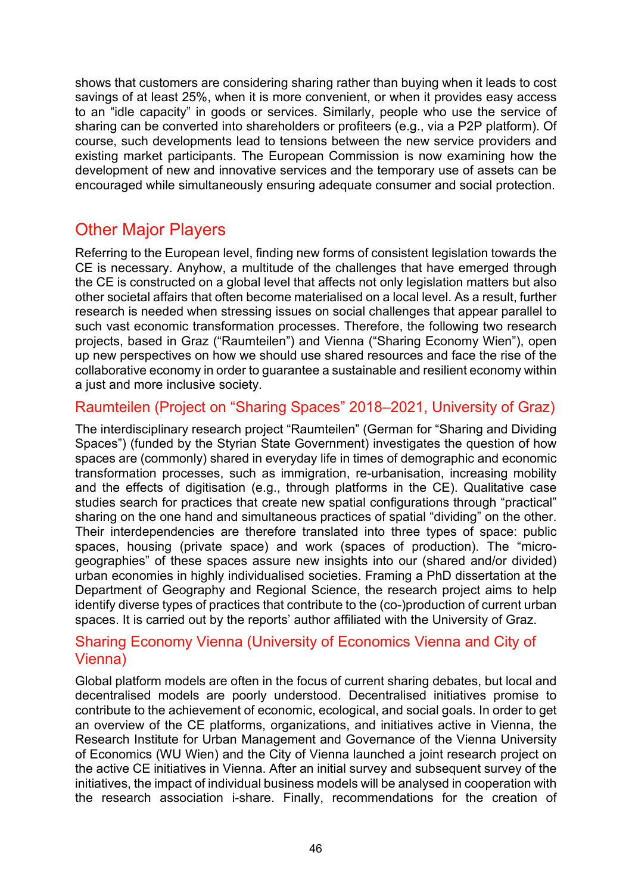shows that customers are considering sharing rather than buying when it leads to cost savings of at least 25%, when it is more convenient, or when it provides easy access to an "idle capacity" in goods or services. Similarly, people who use the service of sharing can be converted into shareholders or profiteers (e.g., via a P2P platform). Of course, such developments lead to tensions between the new service providers and existing market participants. The European Commission is now examining how the development of new and innovative services and the temporary use of assets can be encouraged while simultaneously ensuring adequate consumer and social protection.

## Other Major Players

Referring to the European level, finding new forms of consistent legislation towards the CE is necessary. Anyhow, a multitude of the challenges that have emerged through the CE is constructed on a global level that affects not only legislation matters but also other societal affairs that often become materialised on a local level. As a result, further research is needed when stressing issues on social challenges that appear parallel to such vast economic transformation processes. Therefore, the following two research projects, based in Graz ("Raumteilen") and Vienna ("Sharing Economy Wien"), open up new perspectives on how we should use shared resources and face the rise of the collaborative economy in order to guarantee a sustainable and resilient economy within a just and more inclusive society.

### Raumteilen (Project on "Sharing Spaces" 2018–2021, University of Graz)

The interdisciplinary research project "Raumteilen" (German for "Sharing and Dividing Spaces") (funded by the Styrian State Government) investigates the question of how spaces are (commonly) shared in everyday life in times of demographic and economic transformation processes, such as immigration, re-urbanisation, increasing mobility and the effects of digitisation (e.g., through platforms in the CE). Qualitative case studies search for practices that create new spatial configurations through "practical" sharing on the one hand and simultaneous practices of spatial "dividing" on the other. Their interdependencies are therefore translated into three types of space: public spaces, housing (private space) and work (spaces of production). The "micro-geographies" of these spaces assure new insights into our (shared and/or divided) urban economies in highly individualised societies. Framing a PhD dissertation at the Department of Geography and Regional Science, the research project aims to help identify diverse types of practices that contribute to the (co-)production of current urban spaces. It is carried out by the reports' author affiliated with the University of Graz.

### Sharing Economy Vienna (University of Economics Vienna and City of Vienna)

Global platform models are often in the focus of current sharing debates, but local and decentralised models are poorly understood. Decentralised initiatives promise to contribute to the achievement of economic, ecological, and social goals. In order to get an overview of the CE platforms, organizations, and initiatives active in Vienna, the Research Institute for Urban Management and Governance of the Vienna University of Economics (WU Wien) and the City of Vienna launched a joint research project on the active CE initiatives in Vienna. After an initial survey and subsequent survey of the initiatives, the impact of individual business models will be analysed in cooperation with the research association i-share. Finally, recommendations for the creation of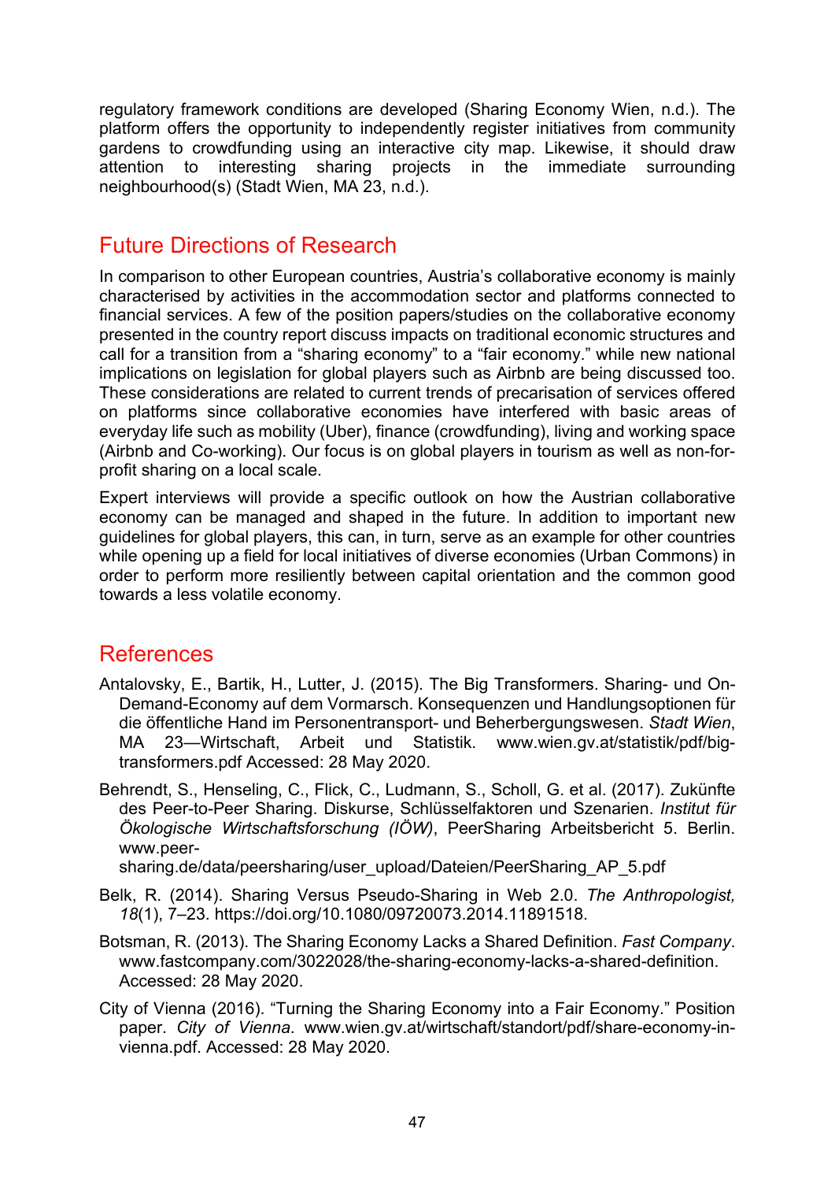regulatory framework conditions are developed (Sharing Economy Wien, n.d.). The platform offers the opportunity to independently register initiatives from community gardens to crowdfunding using an interactive city map. Likewise, it should draw attention to interesting sharing projects in the immediate surrounding neighbourhood(s) (Stadt Wien, MA 23, n.d.).

## Future Directions of Research

In comparison to other European countries, Austria's collaborative economy is mainly characterised by activities in the accommodation sector and platforms connected to financial services. A few of the position papers/studies on the collaborative economy presented in the country report discuss impacts on traditional economic structures and call for a transition from a "sharing economy" to a "fair economy." while new national implications on legislation for global players such as Airbnb are being discussed too. These considerations are related to current trends of precarisation of services offered on platforms since collaborative economies have interfered with basic areas of everyday life such as mobility (Uber), finance (crowdfunding), living and working space (Airbnb and Co-working). Our focus is on global players in tourism as well as non-for-profit sharing on a local scale.

Expert interviews will provide a specific outlook on how the Austrian collaborative economy can be managed and shaped in the future. In addition to important new guidelines for global players, this can, in turn, serve as an example for other countries while opening up a field for local initiatives of diverse economies (Urban Commons) in order to perform more resiliently between capital orientation and the common good towards a less volatile economy.

## References

Antalovsky, E., Bartik, H., Lutter, J. (2015). The Big Transformers. Sharing- und On-Demand-Economy auf dem Vormarsch. Konsequenzen und Handlungsoptionen für die öffentliche Hand im Personentransport- und Beherbergungswesen. *Stadt Wien*, MA 23—Wirtschaft, Arbeit und Statistik. www.wien.gv.at/statistik/pdf/big-transformers.pdf Accessed: 28 May 2020.

Behrendt, S., Henseling, C., Flick, C., Ludmann, S., Scholl, G. et al. (2017). Zukünfte des Peer-to-Peer Sharing. Diskurse, Schlüsselfaktoren und Szenarien. *Institut für Ökologische Wirtschaftsforschung (IÖW)*, PeerSharing Arbeitsbericht 5. Berlin. www.peer-sharing.de/data/peersharing/user_upload/Dateien/PeerSharing_AP_5.pdf

Belk, R. (2014). Sharing Versus Pseudo-Sharing in Web 2.0. *The Anthropologist, 18*(1), 7–23. https://doi.org/10.1080/09720073.2014.11891518.

Botsman, R. (2013). The Sharing Economy Lacks a Shared Definition. *Fast Company*. www.fastcompany.com/3022028/the-sharing-economy-lacks-a-shared-definition. Accessed: 28 May 2020.

City of Vienna (2016). "Turning the Sharing Economy into a Fair Economy." Position paper. *City of Vienna*. www.wien.gv.at/wirtschaft/standort/pdf/share-economy-in-vienna.pdf. Accessed: 28 May 2020.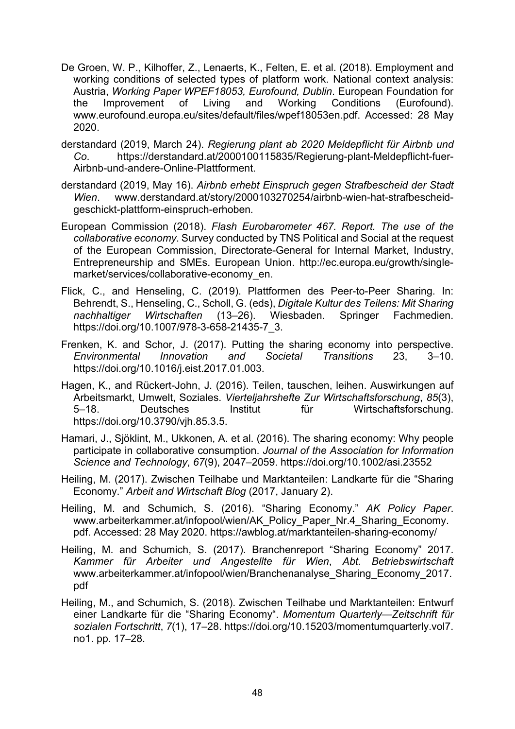De Groen, W. P., Kilhoffer, Z., Lenaerts, K., Felten, E. et al. (2018). Employment and working conditions of selected types of platform work. National context analysis: Austria, *Working Paper WPEF18053, Eurofound, Dublin*. European Foundation for the Improvement of Living and Working Conditions (Eurofound). www.eurofound.europa.eu/sites/default/files/wpef18053en.pdf. Accessed: 28 May 2020.

derstandard (2019, March 24). *Regierung plant ab 2020 Meldepflicht für Airbnb und Co*. https://derstandard.at/2000100115835/Regierung-plant-Meldepflicht-fuer-Airbnb-und-andere-Online-Plattforment.

derstandard (2019, May 16). *Airbnb erhebt Einspruch gegen Strafbescheid der Stadt Wien*. www.derstandard.at/story/2000103270254/airbnb-wien-hat-strafbescheid-geschickt-plattform-einspruch-erhoben.

European Commission (2018). *Flash Eurobarometer 467. Report. The use of the collaborative economy*. Survey conducted by TNS Political and Social at the request of the European Commission, Directorate-General for Internal Market, Industry, Entrepreneurship and SMEs. European Union. http://ec.europa.eu/growth/single-market/services/collaborative-economy_en.

Flick, C., and Henseling, C. (2019). Plattformen des Peer-to-Peer Sharing. In: Behrendt, S., Henseling, C., Scholl, G. (eds), *Digitale Kultur des Teilens: Mit Sharing nachhaltiger Wirtschaften* (13–26). Wiesbaden. Springer Fachmedien. https://doi.org/10.1007/978-3-658-21435-7_3.

Frenken, K. and Schor, J. (2017). Putting the sharing economy into perspective. *Environmental Innovation and Societal Transitions* 23, 3–10. https://doi.org/10.1016/j.eist.2017.01.003.

Hagen, K., and Rückert-John, J. (2016). Teilen, tauschen, leihen. Auswirkungen auf Arbeitsmarkt, Umwelt, Soziales. *Vierteljahrshefte Zur Wirtschaftsforschung*, *85*(3), 5–18. Deutsches Institut für Wirtschaftsforschung. https://doi.org/10.3790/vjh.85.3.5.

Hamari, J., Sjöklint, M., Ukkonen, A. et al. (2016). The sharing economy: Why people participate in collaborative consumption. *Journal of the Association for Information Science and Technology*, *67*(9), 2047–2059. https://doi.org/10.1002/asi.23552

Heiling, M. (2017). Zwischen Teilhabe und Marktanteilen: Landkarte für die "Sharing Economy." *Arbeit and Wirtschaft Blog* (2017, January 2).

Heiling, M. and Schumich, S. (2016). "Sharing Economy." *AK Policy Paper*. www.arbeiterkammer.at/infopool/wien/AK_Policy_Paper_Nr.4_Sharing_Economy.pdf. Accessed: 28 May 2020. https://awblog.at/marktanteilen-sharing-economy/

Heiling, M. and Schumich, S. (2017). Branchenreport "Sharing Economy" 2017. *Kammer für Arbeiter und Angestellte für Wien*, *Abt. Betriebswirtschaft* www.arbeiterkammer.at/infopool/wien/Branchenanalyse_Sharing_Economy_2017.pdf

Heiling, M., and Schumich, S. (2018). Zwischen Teilhabe und Marktanteilen: Entwurf einer Landkarte für die "Sharing Economy". *Momentum Quarterly—Zeitschrift für sozialen Fortschritt*, *7*(1), 17–28. https://doi.org/10.15203/momentumquarterly.vol7.no1. pp. 17–28.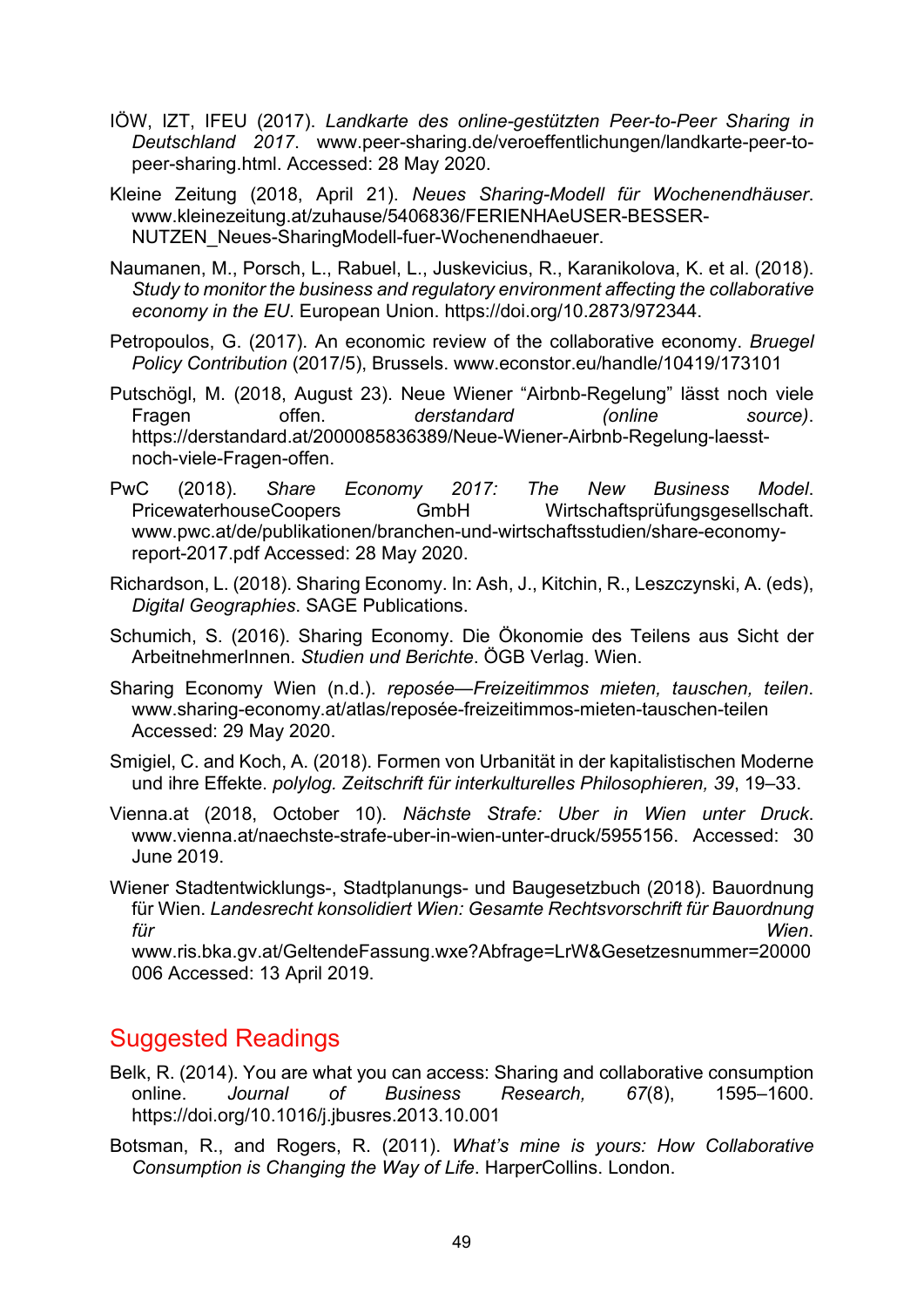IÖW, IZT, IFEU (2017). *Landkarte des online-gestützten Peer-to-Peer Sharing in Deutschland 2017*. www.peer-sharing.de/veroeffentlichungen/landkarte-peer-to-peer-sharing.html. Accessed: 28 May 2020.

Kleine Zeitung (2018, April 21). *Neues Sharing-Modell für Wochenendhäuser*. www.kleinezeitung.at/zuhause/5406836/FERIENHAeUSER-BESSER-NUTZEN_Neues-SharingModell-fuer-Wochenendhaeuer.

Naumanen, M., Porsch, L., Rabuel, L., Juskevicius, R., Karanikolova, K. et al. (2018). *Study to monitor the business and regulatory environment affecting the collaborative economy in the EU*. European Union. https://doi.org/10.2873/972344.

Petropoulos, G. (2017). An economic review of the collaborative economy. *Bruegel Policy Contribution* (2017/5), Brussels. www.econstor.eu/handle/10419/173101

Putschögl, M. (2018, August 23). Neue Wiener "Airbnb-Regelung" lässt noch viele Fragen offen. *derstandard (online source)*. https://derstandard.at/2000085836389/Neue-Wiener-Airbnb-Regelung-laesst-noch-viele-Fragen-offen.

PwC (2018). *Share Economy 2017: The New Business Model*. PricewaterhouseCoopers GmbH Wirtschaftsprüfungsgesellschaft. www.pwc.at/de/publikationen/branchen-und-wirtschaftsstudien/share-economy-report-2017.pdf Accessed: 28 May 2020.

Richardson, L. (2018). Sharing Economy. In: Ash, J., Kitchin, R., Leszczynski, A. (eds), *Digital Geographies*. SAGE Publications.

Schumich, S. (2016). Sharing Economy. Die Ökonomie des Teilens aus Sicht der ArbeitnehmerInnen. *Studien und Berichte*. ÖGB Verlag. Wien.

Sharing Economy Wien (n.d.). *reposée—Freizeitimmos mieten, tauschen, teilen*. www.sharing-economy.at/atlas/reposée-freizeitimmos-mieten-tauschen-teilen Accessed: 29 May 2020.

Smigiel, C. and Koch, A. (2018). Formen von Urbanität in der kapitalistischen Moderne und ihre Effekte. *polylog. Zeitschrift für interkulturelles Philosophieren, 39*, 19–33.

Vienna.at (2018, October 10). *Nächste Strafe: Uber in Wien unter Druck*. www.vienna.at/naechste-strafe-uber-in-wien-unter-druck/5955156. Accessed: 30 June 2019.

Wiener Stadtentwicklungs-, Stadtplanungs- und Baugesetzbuch (2018). Bauordnung für Wien. *Landesrecht konsolidiert Wien: Gesamte Rechtsvorschrift für Bauordnung für Wien*. www.ris.bka.gv.at/GeltendeFassung.wxe?Abfrage=LrW&Gesetzesnummer=20000006 Accessed: 13 April 2019.

## Suggested Readings

Belk, R. (2014). You are what you can access: Sharing and collaborative consumption online. *Journal of Business Research, 67*(8), 1595–1600. https://doi.org/10.1016/j.jbusres.2013.10.001

Botsman, R., and Rogers, R. (2011). *What's mine is yours: How Collaborative Consumption is Changing the Way of Life*. HarperCollins. London.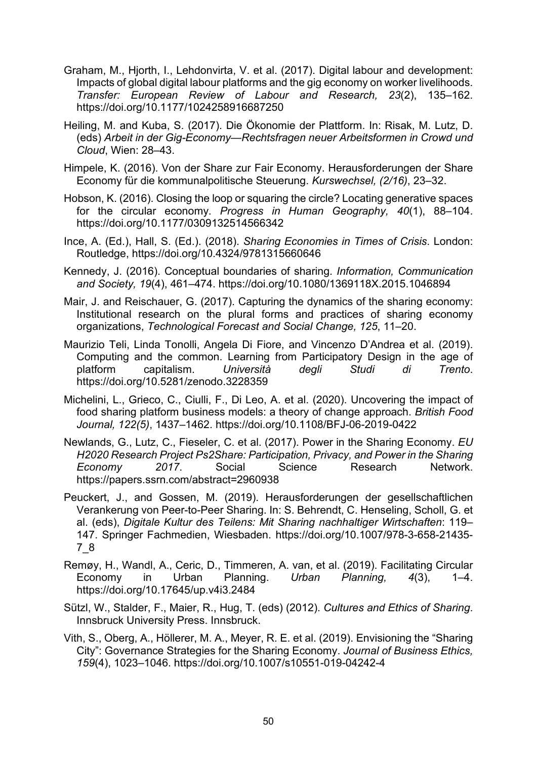Graham, M., Hjorth, I., Lehdonvirta, V. et al. (2017). Digital labour and development: Impacts of global digital labour platforms and the gig economy on worker livelihoods. *Transfer: European Review of Labour and Research, 23*(2), 135–162. https://doi.org/10.1177/1024258916687250

Heiling, M. and Kuba, S. (2017). Die Ökonomie der Plattform. In: Risak, M. Lutz, D. (eds) *Arbeit in der Gig-Economy—Rechtsfragen neuer Arbeitsformen in Crowd und Cloud*, Wien: 28–43.

Himpele, K. (2016). Von der Share zur Fair Economy. Herausforderungen der Share Economy für die kommunalpolitische Steuerung. *Kurswechsel, (2/16)*, 23–32.

Hobson, K. (2016). Closing the loop or squaring the circle? Locating generative spaces for the circular economy. *Progress in Human Geography, 40*(1), 88–104. https://doi.org/10.1177/0309132514566342

Ince, A. (Ed.), Hall, S. (Ed.). (2018). *Sharing Economies in Times of Crisis*. London: Routledge, https://doi.org/10.4324/9781315660646

Kennedy, J. (2016). Conceptual boundaries of sharing. *Information, Communication and Society, 19*(4), 461–474. https://doi.org/10.1080/1369118X.2015.1046894

Mair, J. and Reischauer, G. (2017). Capturing the dynamics of the sharing economy: Institutional research on the plural forms and practices of sharing economy organizations, *Technological Forecast and Social Change, 125*, 11–20.

Maurizio Teli, Linda Tonolli, Angela Di Fiore, and Vincenzo D'Andrea et al. (2019). Computing and the common. Learning from Participatory Design in the age of platform capitalism. *Università degli Studi di Trento*. https://doi.org/10.5281/zenodo.3228359

Michelini, L., Grieco, C., Ciulli, F., Di Leo, A. et al. (2020). Uncovering the impact of food sharing platform business models: a theory of change approach. *British Food Journal, 122(5)*, 1437–1462. https://doi.org/10.1108/BFJ-06-2019-0422

Newlands, G., Lutz, C., Fieseler, C. et al. (2017). Power in the Sharing Economy. *EU H2020 Research Project Ps2Share: Participation, Privacy, and Power in the Sharing Economy 2017*. Social Science Research Network. https://papers.ssrn.com/abstract=2960938

Peuckert, J., and Gossen, M. (2019). Herausforderungen der gesellschaftlichen Verankerung von Peer-to-Peer Sharing. In: S. Behrendt, C. Henseling, Scholl, G. et al. (eds), *Digitale Kultur des Teilens: Mit Sharing nachhaltiger Wirtschaften*: 119–147. Springer Fachmedien, Wiesbaden. https://doi.org/10.1007/978-3-658-21435-7_8

Remøy, H., Wandl, A., Ceric, D., Timmeren, A. van, et al. (2019). Facilitating Circular Economy in Urban Planning. *Urban Planning, 4*(3), 1–4. https://doi.org/10.17645/up.v4i3.2484

Sützl, W., Stalder, F., Maier, R., Hug, T. (eds) (2012). *Cultures and Ethics of Sharing*. Innsbruck University Press. Innsbruck.

Vith, S., Oberg, A., Höllerer, M. A., Meyer, R. E. et al. (2019). Envisioning the "Sharing City": Governance Strategies for the Sharing Economy. *Journal of Business Ethics, 159*(4), 1023–1046. https://doi.org/10.1007/s10551-019-04242-4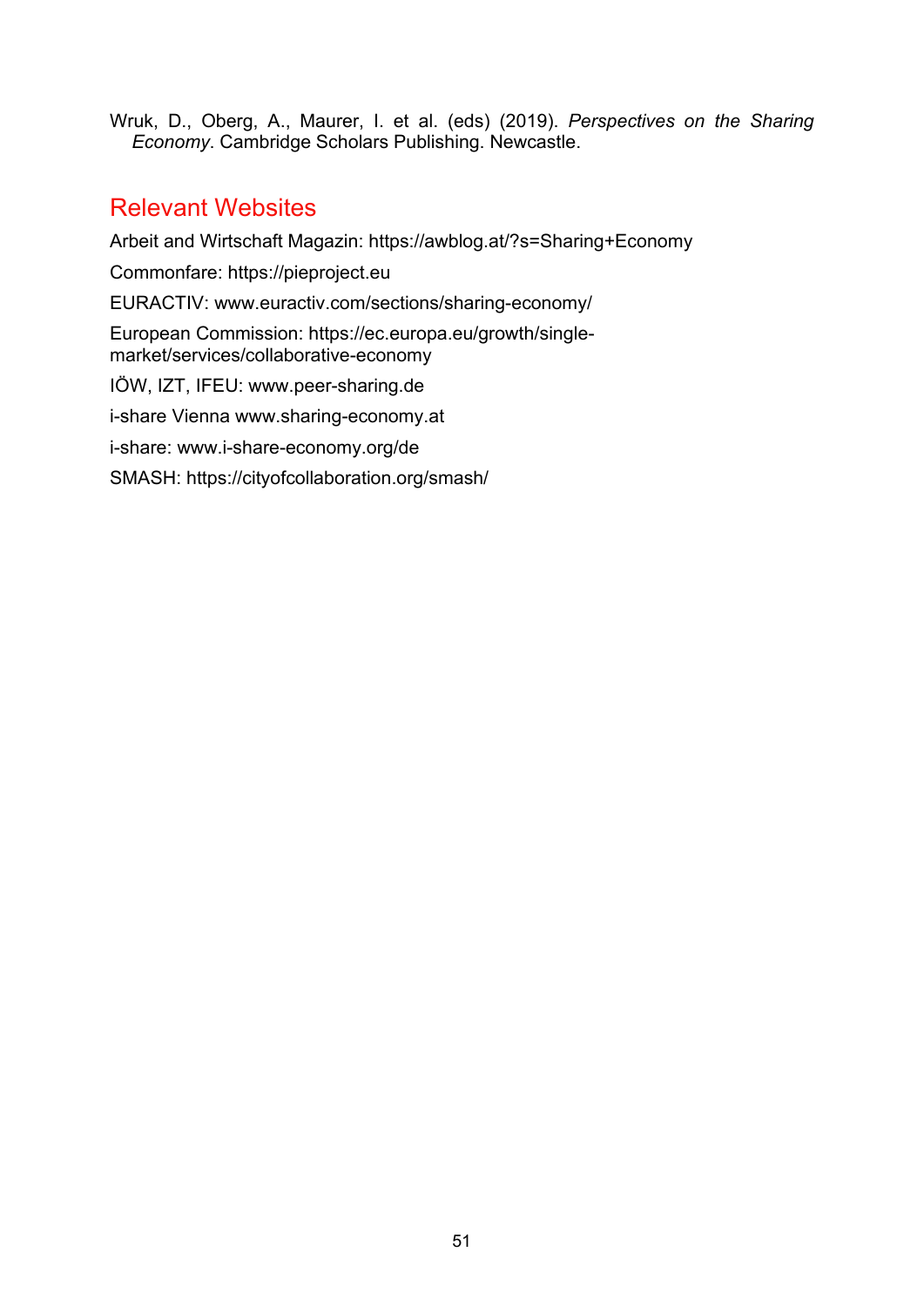Wruk, D., Oberg, A., Maurer, I. et al. (eds) (2019). *Perspectives on the Sharing Economy*. Cambridge Scholars Publishing. Newcastle.

## Relevant Websites

Arbeit and Wirtschaft Magazin: https://awblog.at/?s=Sharing+Economy

Commonfare: https://pieproject.eu

EURACTIV: www.euractiv.com/sections/sharing-economy/

European Commission: https://ec.europa.eu/growth/single-market/services/collaborative-economy

IÖW, IZT, IFEU: www.peer-sharing.de

i-share Vienna www.sharing-economy.at

i-share: www.i-share-economy.org/de

SMASH: https://cityofcollaboration.org/smash/